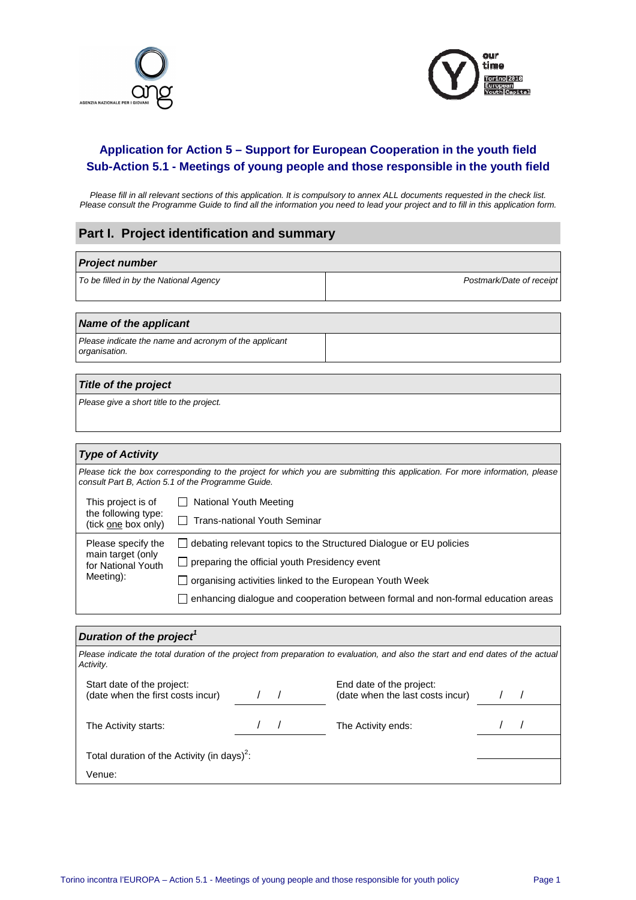# Application for Action 5 – Support for European Cooperation in the youth field
# Sub-Action 5.1 - Meetings of young people and those responsible in the youth field

*Please fill in all relevant sections of this application. It is compulsory to annex ALL documents requested in the check list. Please consult the Programme Guide to find all the information you need to lead your project and to fill in this application form.*

## Part I. Project identification and summary

| ***Project number*** | |
|---|---|
| *To be filled in by the National Agency* | *Postmark/Date of receipt* |

| ***Name of the applicant*** | |
|---|---|
| *Please indicate the name and acronym of the applicant organisation.* | |

| ***Title of the project*** |
|---|
| *Please give a short title to the project.* |

### *Type of Activity*

*Please tick the box corresponding to the project for which you are submitting this application. For more information, please consult Part B, Action 5.1 of the Programme Guide.*

| | |
|---|---|
| This project is of the following type: (tick one box only) | ☐ National Youth Meeting<br>☐ Trans-national Youth Seminar |
| Please specify the main target (only for National Youth Meeting): | ☐ debating relevant topics to the Structured Dialogue or EU policies<br>☐ preparing the official youth Presidency event<br>☐ organising activities linked to the European Youth Week<br>☐ enhancing dialogue and cooperation between formal and non-formal education areas |

### *Duration of the project*[1]

*Please indicate the total duration of the project from preparation to evaluation, and also the start and end dates of the actual Activity.*

| | | | |
|---|---|---|---|
| Start date of the project: (date when the first costs incur) | / / | End date of the project: (date when the last costs incur) | / / |
| The Activity starts: | / / | The Activity ends: | / / |
| Total duration of the Activity (in days)[2]: | | | |
| Venue: | | | |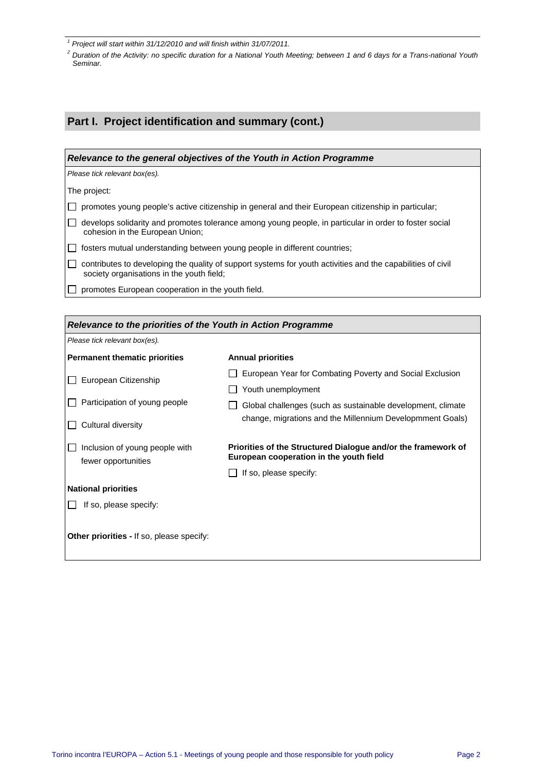[1] Project will start within 31/12/2010 and will finish within 31/07/2011.

[2] Duration of the Activity: no specific duration for a National Youth Meeting; between 1 and 6 days for a Trans-national Youth Seminar.

## Part I. Project identification and summary (cont.)

### *Relevance to the general objectives of the Youth in Action Programme*

*Please tick relevant box(es).*

The project:

- ☐ promotes young people's active citizenship in general and their European citizenship in particular;
- ☐ develops solidarity and promotes tolerance among young people, in particular in order to foster social cohesion in the European Union;
- ☐ fosters mutual understanding between young people in different countries;
- ☐ contributes to developing the quality of support systems for youth activities and the capabilities of civil society organisations in the youth field;
- ☐ promotes European cooperation in the youth field.

### *Relevance to the priorities of the Youth in Action Programme*

*Please tick relevant box(es).*

**Permanent thematic priorities**

- ☐ European Citizenship
- ☐ Participation of young people
- ☐ Cultural diversity
- ☐ Inclusion of young people with fewer opportunities

**Annual priorities**

- ☐ European Year for Combating Poverty and Social Exclusion
- ☐ Youth unemployment
- ☐ Global challenges (such as sustainable development, climate change, migrations and the Millennium Developmment Goals)

**Priorities of the Structured Dialogue and/or the framework of European cooperation in the youth field**

- ☐ If so, please specify:

**National priorities**

- ☐ If so, please specify:

**Other priorities -** If so, please specify: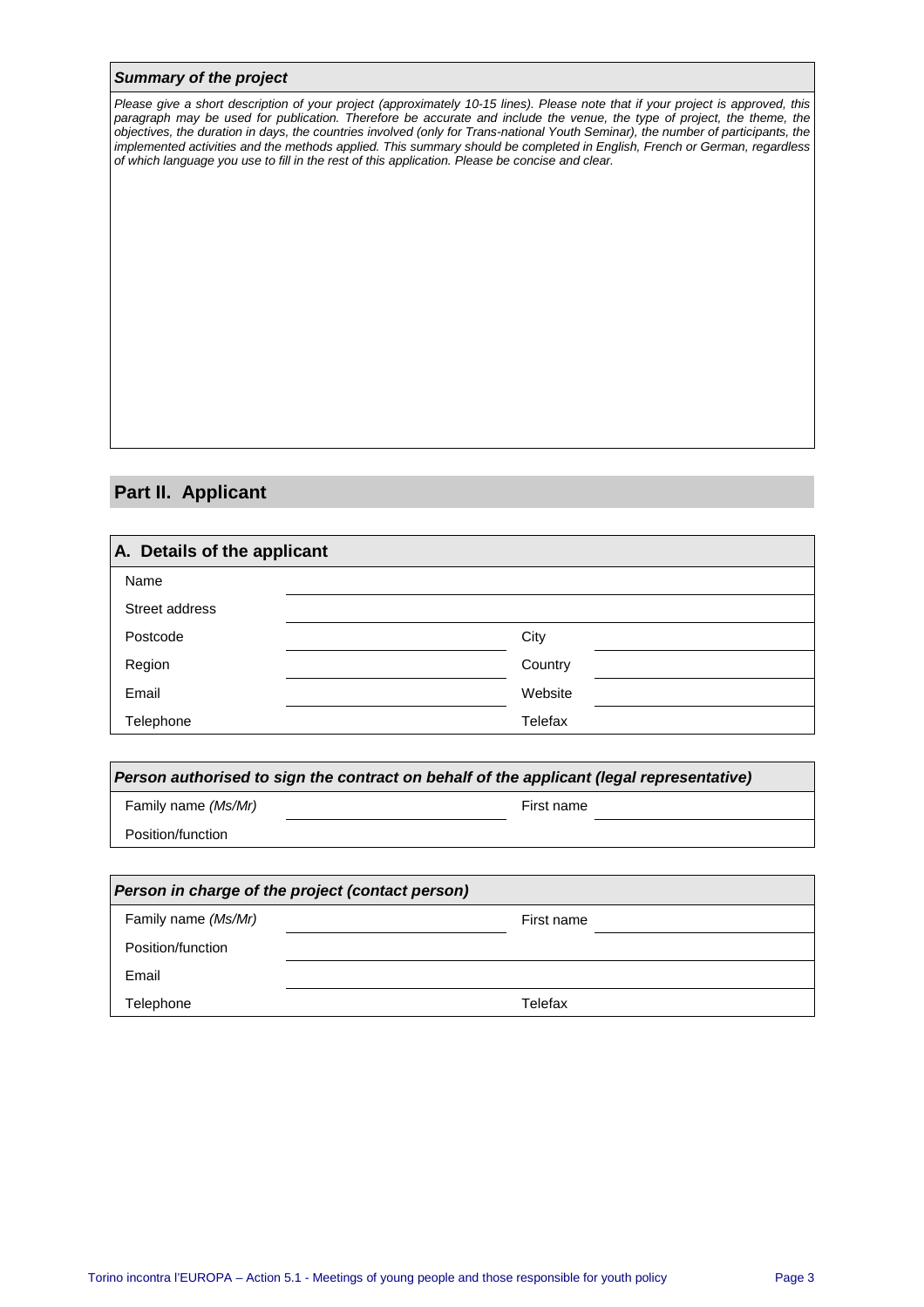***Summary of the project***

*Please give a short description of your project (approximately 10-15 lines). Please note that if your project is approved, this paragraph may be used for publication. Therefore be accurate and include the venue, the type of project, the theme, the objectives, the duration in days, the countries involved (only for Trans-national Youth Seminar), the number of participants, the implemented activities and the methods applied. This summary should be completed in English, French or German, regardless of which language you use to fill in the rest of this application. Please be concise and clear.*

## Part II. Applicant

### A. Details of the applicant

| | | | |
|---|---|---|---|
| Name | | | |
| Street address | | | |
| Postcode | | City | |
| Region | | Country | |
| Email | | Website | |
| Telephone | | Telefax | |

***Person authorised to sign the contract on behalf of the applicant (legal representative)***

| | | | |
|---|---|---|---|
| Family name *(Ms/Mr)* | | First name | |
| Position/function | | | |

***Person in charge of the project (contact person)***

| | | | |
|---|---|---|---|
| Family name *(Ms/Mr)* | | First name | |
| Position/function | | | |
| Email | | | |
| Telephone | | Telefax | |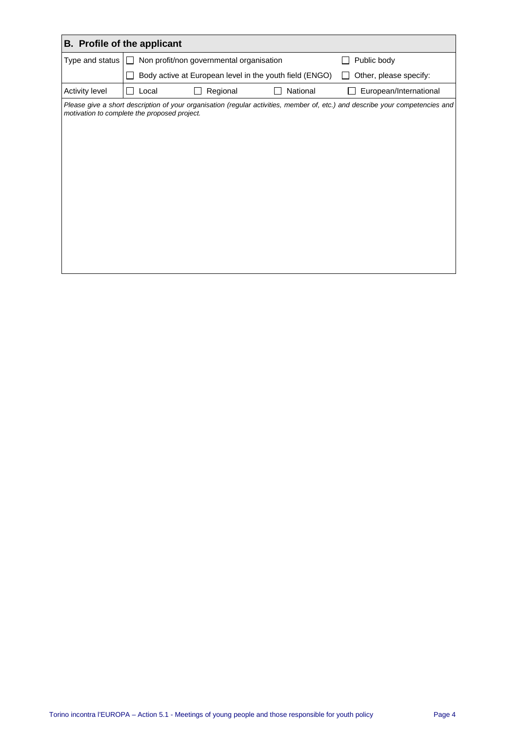## B. Profile of the applicant

| | | | | |
|---|---|---|---|---|
| Type and status | ☐ Non profit/non governmental organisation | | | ☐ Public body |
| | ☐ Body active at European level in the youth field (ENGO) | | | ☐ Other, please specify: |
| Activity level | ☐ Local | ☐ Regional | ☐ National | ☐ European/International |

*Please give a short description of your organisation (regular activities, member of, etc.) and describe your competencies and motivation to complete the proposed project.*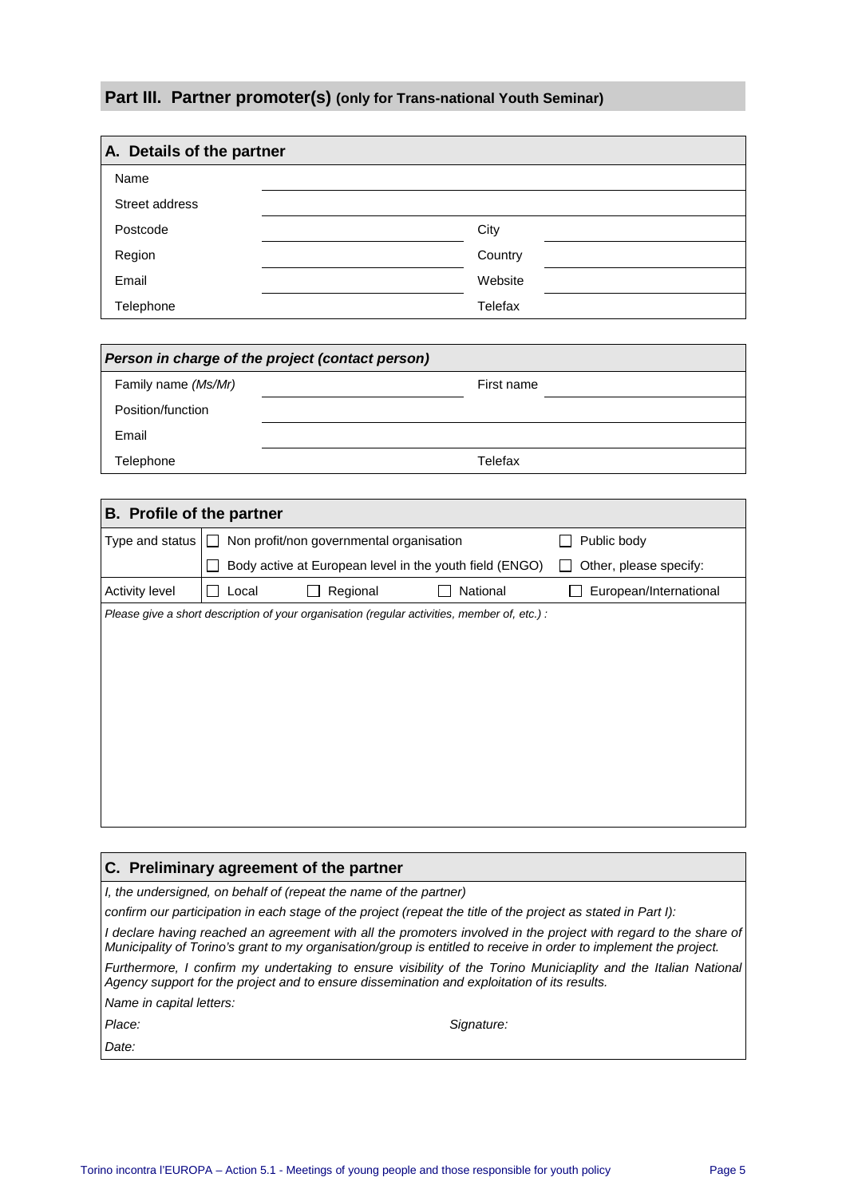## Part III. Partner promoter(s) (only for Trans-national Youth Seminar)

### A. Details of the partner

| | | | |
|---|---|---|---|
| Name | | | |
| Street address | | | |
| Postcode | | City | |
| Region | | Country | |
| Email | | Website | |
| Telephone | | Telefax | |

***Person in charge of the project (contact person)***

| | | | |
|---|---|---|---|
| Family name *(Ms/Mr)* | | First name | |
| Position/function | | | |
| Email | | | |
| Telephone | | Telefax | |

### B. Profile of the partner

| | | | | |
|---|---|---|---|---|
| Type and status | ☐ Non profit/non governmental organisation | | | ☐ Public body |
| | ☐ Body active at European level in the youth field (ENGO) | | | ☐ Other, please specify: |
| Activity level | ☐ Local | ☐ Regional | ☐ National | ☐ European/International |

*Please give a short description of your organisation (regular activities, member of, etc.) :*

### C. Preliminary agreement of the partner

*I, the undersigned, on behalf of (repeat the name of the partner)*

*confirm our participation in each stage of the project (repeat the title of the project as stated in Part I):*

*I declare having reached an agreement with all the promoters involved in the project with regard to the share of Municipality of Torino's grant to my organisation/group is entitled to receive in order to implement the project.*

*Furthermore, I confirm my undertaking to ensure visibility of the Torino Municiaplity and the Italian National Agency support for the project and to ensure dissemination and exploitation of its results.*

*Name in capital letters:*

*Place:* *Signature:*

*Date:*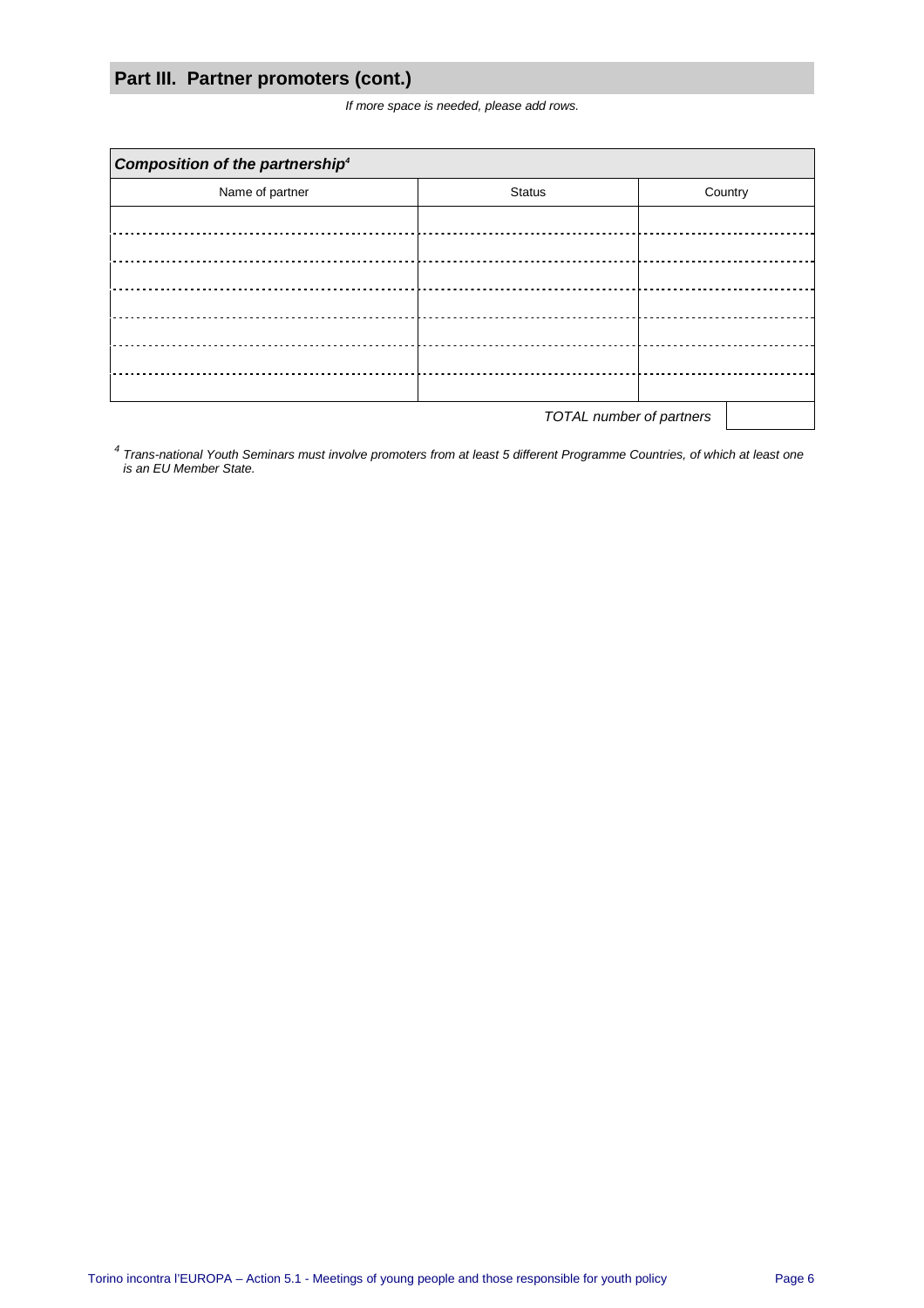## Part III. Partner promoters (cont.)

*If more space is needed, please add rows.*

| ***Composition of the partnership***[4] | | |
|---|---|---|
| Name of partner | Status | Country |
| | | |
| | | |
| | | |
| | | |
| | | |
| | | |
| | | |
| | *TOTAL number of partners* | |

[4] *Trans-national Youth Seminars must involve promoters from at least 5 different Programme Countries, of which at least one is an EU Member State.*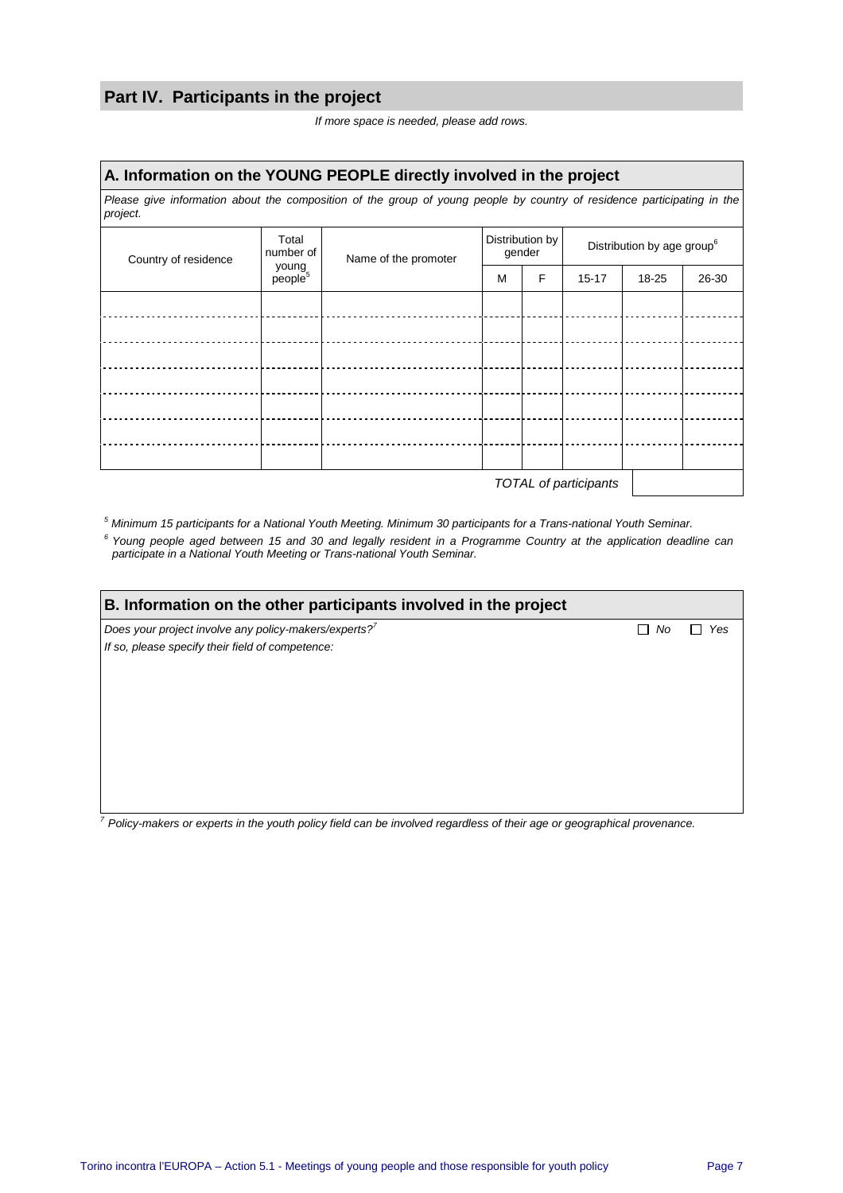## Part IV. Participants in the project

*If more space is needed, please add rows.*

### A. Information on the YOUNG PEOPLE directly involved in the project

*Please give information about the composition of the group of young people by country of residence participating in the project.*

| Country of residence | Total number of young people[5] | Name of the promoter | Distribution by gender | | Distribution by age group[6] | | |
|---|---|---|---|---|---|---|---|
| | | | M | F | 15-17 | 18-25 | 26-30 |
| | | | | | | | |
| | | | | | | | |
| | | | | | | | |
| | | | | | | | |
| | | | | | | | |
| | | | | | | | |
| | | | | | | | |
| | | | | | *TOTAL of participants* | | |

[5] *Minimum 15 participants for a National Youth Meeting. Minimum 30 participants for a Trans-national Youth Seminar.*

[6] *Young people aged between 15 and 30 and legally resident in a Programme Country at the application deadline can participate in a National Youth Meeting or Trans-national Youth Seminar.*

### B. Information on the other participants involved in the project

*Does your project involve any policy-makers/experts?*[7] ☐ *No* ☐ *Yes*

*If so, please specify their field of competence:*

[7] *Policy-makers or experts in the youth policy field can be involved regardless of their age or geographical provenance.*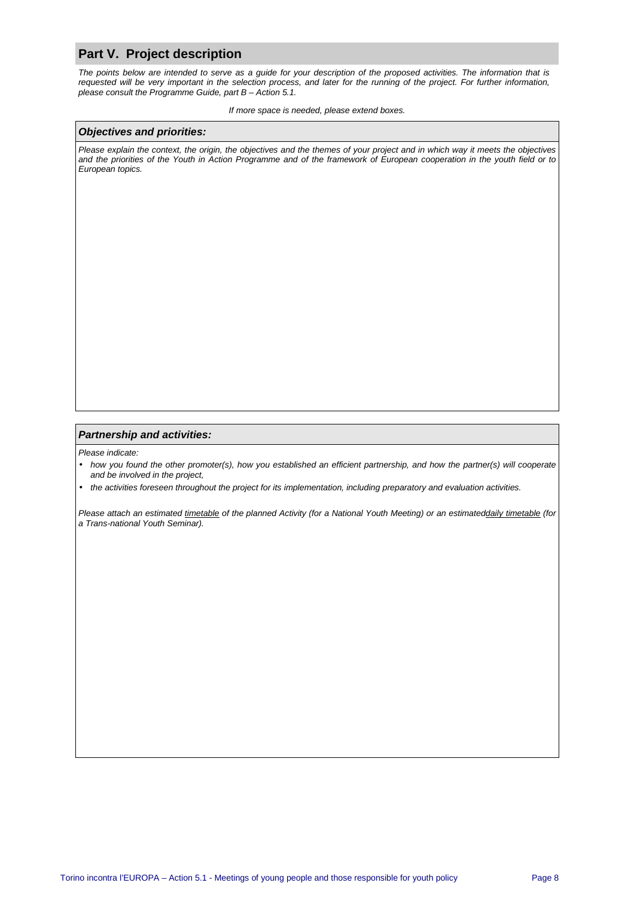## Part V. Project description

*The points below are intended to serve as a guide for your description of the proposed activities. The information that is requested will be very important in the selection process, and later for the running of the project. For further information, please consult the Programme Guide, part B – Action 5.1.*

*If more space is needed, please extend boxes.*

### *Objectives and priorities:*

*Please explain the context, the origin, the objectives and the themes of your project and in which way it meets the objectives and the priorities of the Youth in Action Programme and of the framework of European cooperation in the youth field or to European topics.*

### *Partnership and activities:*

*Please indicate:*

- *how you found the other promoter(s), how you established an efficient partnership, and how the partner(s) will cooperate and be involved in the project,*
- *the activities foreseen throughout the project for its implementation, including preparatory and evaluation activities.*

*Please attach an estimated timetable of the planned Activity (for a National Youth Meeting) or an estimateddaily timetable (for a Trans-national Youth Seminar).*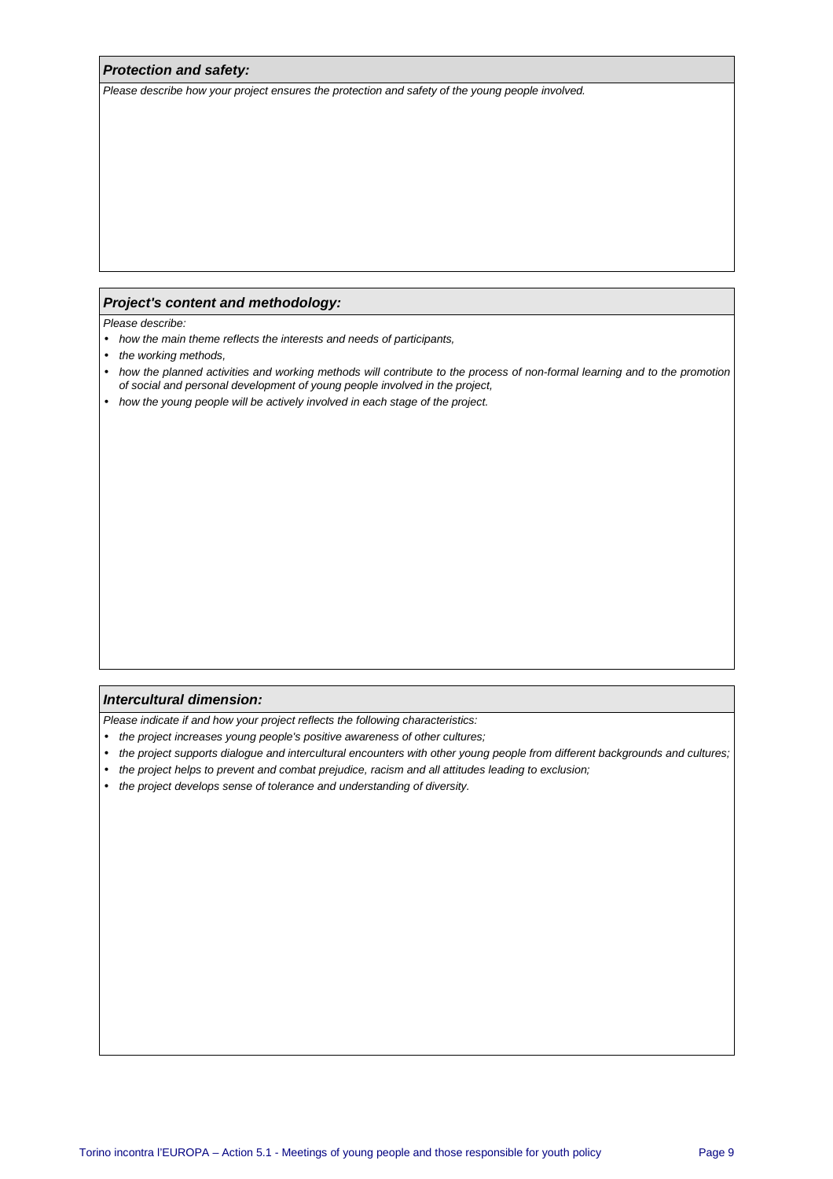### ***Protection and safety:***

*Please describe how your project ensures the protection and safety of the young people involved.*

### ***Project's content and methodology:***

*Please describe:*

- *how the main theme reflects the interests and needs of participants,*
- *the working methods,*
- *how the planned activities and working methods will contribute to the process of non-formal learning and to the promotion of social and personal development of young people involved in the project,*
- *how the young people will be actively involved in each stage of the project.*

### ***Intercultural dimension:***

*Please indicate if and how your project reflects the following characteristics:*

- *the project increases young people's positive awareness of other cultures;*
- *the project supports dialogue and intercultural encounters with other young people from different backgrounds and cultures;*
- *the project helps to prevent and combat prejudice, racism and all attitudes leading to exclusion;*
- *the project develops sense of tolerance and understanding of diversity.*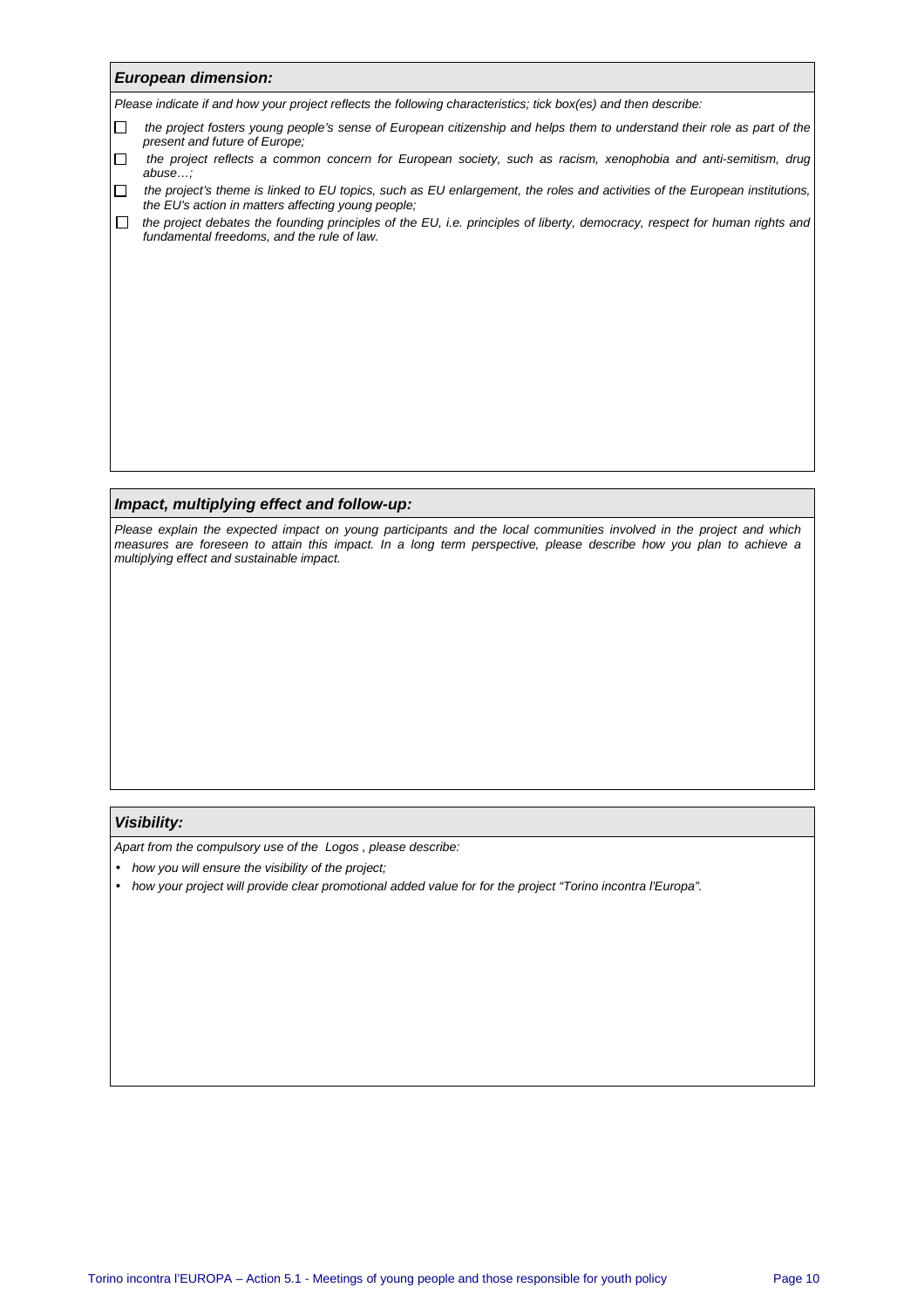### ***European dimension:***

*Please indicate if and how your project reflects the following characteristics; tick box(es) and then describe:*

- ☐ *the project fosters young people's sense of European citizenship and helps them to understand their role as part of the present and future of Europe;*
- ☐ *the project reflects a common concern for European society, such as racism, xenophobia and anti-semitism, drug abuse…;*
- ☐ *the project's theme is linked to EU topics, such as EU enlargement, the roles and activities of the European institutions, the EU's action in matters affecting young people;*
- ☐ *the project debates the founding principles of the EU, i.e. principles of liberty, democracy, respect for human rights and fundamental freedoms, and the rule of law.*

### ***Impact, multiplying effect and follow-up:***

*Please explain the expected impact on young participants and the local communities involved in the project and which measures are foreseen to attain this impact. In a long term perspective, please describe how you plan to achieve a multiplying effect and sustainable impact.*

### ***Visibility:***

*Apart from the compulsory use of the Logos , please describe:*

- *how you will ensure the visibility of the project;*
- *how your project will provide clear promotional added value for for the project "Torino incontra l'Europa".*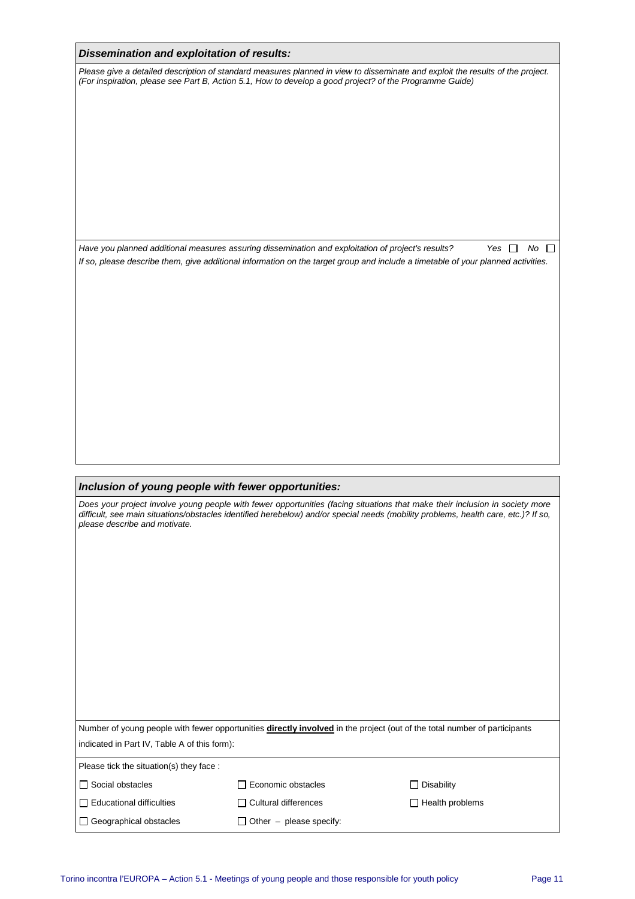### *Dissemination and exploitation of results:*

*Please give a detailed description of standard measures planned in view to disseminate and exploit the results of the project. (For inspiration, please see Part B, Action 5.1, How to develop a good project? of the Programme Guide)*

*Have you planned additional measures assuring dissemination and exploitation of project's results?* *Yes* ☐ *No* ☐

*If so, please describe them, give additional information on the target group and include a timetable of your planned activities.*

### *Inclusion of young people with fewer opportunities:*

*Does your project involve young people with fewer opportunities (facing situations that make their inclusion in society more difficult, see main situations/obstacles identified herebelow) and/or special needs (mobility problems, health care, etc.)? If so, please describe and motivate.*

Number of young people with fewer opportunities **directly involved** in the project (out of the total number of participants indicated in Part IV, Table A of this form):

Please tick the situation(s) they face :

| | | |
|---|---|---|
| ☐ Social obstacles | ☐ Economic obstacles | ☐ Disability |
| ☐ Educational difficulties | ☐ Cultural differences | ☐ Health problems |
| ☐ Geographical obstacles | ☐ Other – please specify: | |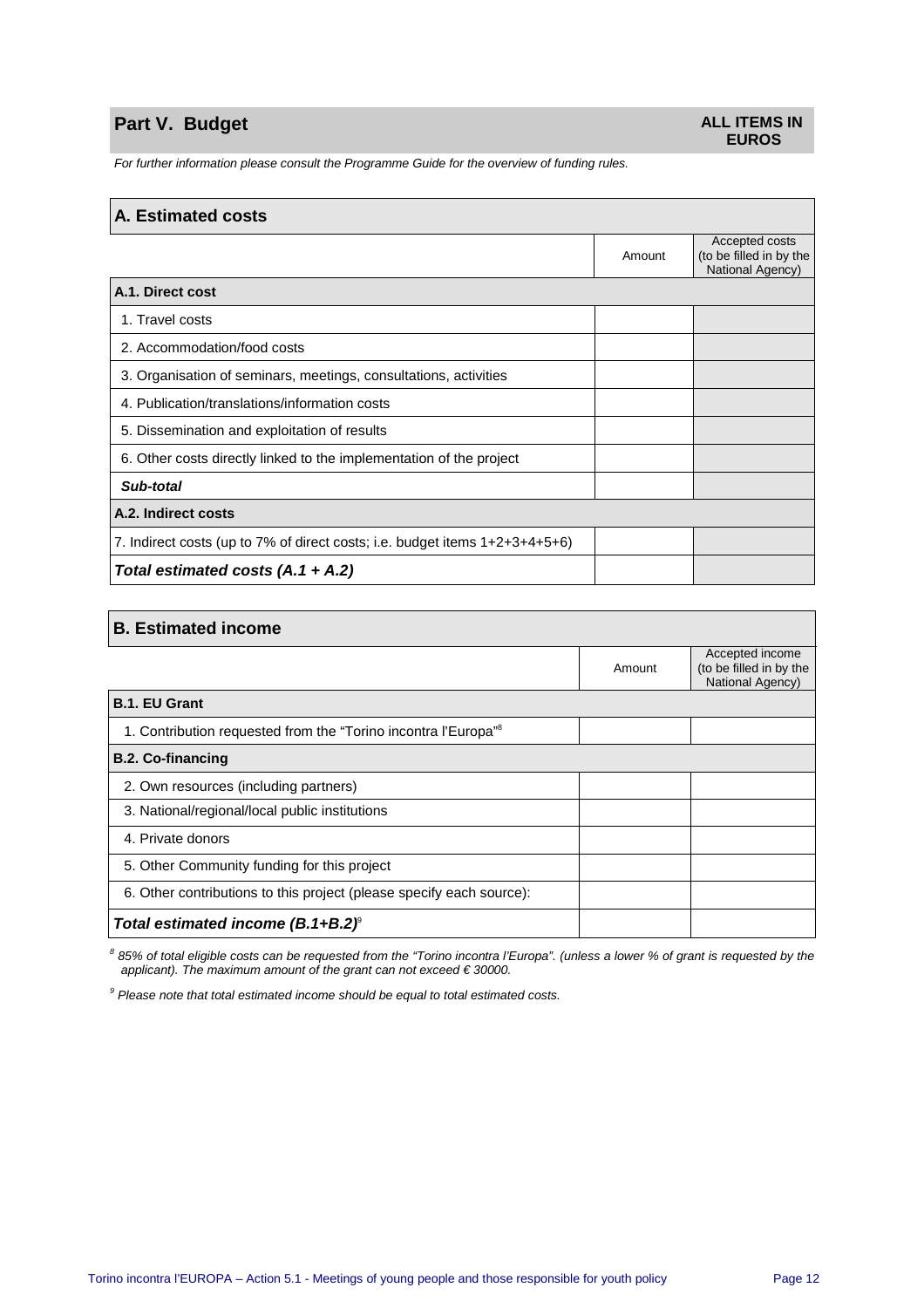## Part V. Budget

**ALL ITEMS IN EUROS**

*For further information please consult the Programme Guide for the overview of funding rules.*

| **A. Estimated costs** | | |
|---|---|---|
| | Amount | Accepted costs (to be filled in by the National Agency) |
| **A.1. Direct cost** | | |
| 1. Travel costs | | |
| 2. Accommodation/food costs | | |
| 3. Organisation of seminars, meetings, consultations, activities | | |
| 4. Publication/translations/information costs | | |
| 5. Dissemination and exploitation of results | | |
| 6. Other costs directly linked to the implementation of the project | | |
| ***Sub-total*** | | |
| **A.2. Indirect costs** | | |
| 7. Indirect costs (up to 7% of direct costs; i.e. budget items 1+2+3+4+5+6) | | |
| ***Total estimated costs (A.1 + A.2)*** | | |

| **B. Estimated income** | | |
|---|---|---|
| | Amount | Accepted income (to be filled in by the National Agency) |
| **B.1. EU Grant** | | |
| 1. Contribution requested from the "Torino incontra l'Europa"[8] | | |
| **B.2. Co-financing** | | |
| 2. Own resources (including partners) | | |
| 3. National/regional/local public institutions | | |
| 4. Private donors | | |
| 5. Other Community funding for this project | | |
| 6. Other contributions to this project (please specify each source): | | |
| ***Total estimated income (B.1+B.2)***[9] | | |

*[8] 85% of total eligible costs can be requested from the "Torino incontra l'Europa". (unless a lower % of grant is requested by the applicant). The maximum amount of the grant can not exceed € 30000.*

*[9] Please note that total estimated income should be equal to total estimated costs.*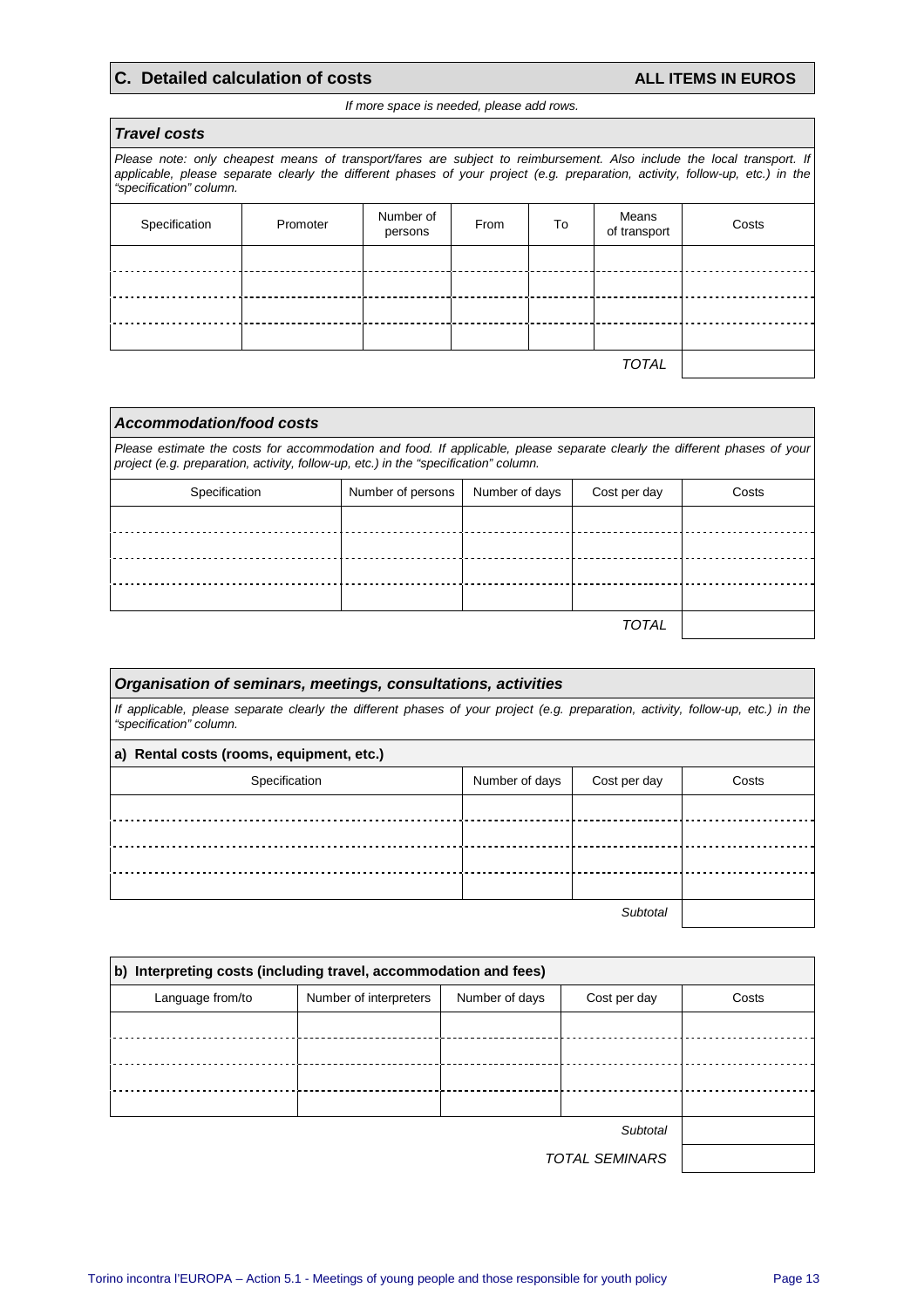## C. Detailed calculation of costs

**ALL ITEMS IN EUROS**

*If more space is needed, please add rows.*

### *Travel costs*

*Please note: only cheapest means of transport/fares are subject to reimbursement. Also include the local transport. If applicable, please separate clearly the different phases of your project (e.g. preparation, activity, follow-up, etc.) in the "specification" column.*

| Specification | Promoter | Number of persons | From | To | Means of transport | Costs |
|---|---|---|---|---|---|---|
| | | | | | | |
| | | | | | | |
| | | | | | | |
| | | | | | | |
| | | | | | *TOTAL* | |

### *Accommodation/food costs*

*Please estimate the costs for accommodation and food. If applicable, please separate clearly the different phases of your project (e.g. preparation, activity, follow-up, etc.) in the "specification" column.*

| Specification | Number of persons | Number of days | Cost per day | Costs |
|---|---|---|---|---|
| | | | | |
| | | | | |
| | | | | |
| | | | | |
| | | | *TOTAL* | |

### *Organisation of seminars, meetings, consultations, activities*

*If applicable, please separate clearly the different phases of your project (e.g. preparation, activity, follow-up, etc.) in the "specification" column.*

**a) Rental costs (rooms, equipment, etc.)**

| Specification | Number of days | Cost per day | Costs |
|---|---|---|---|
| | | | |
| | | | |
| | | | |
| | | | |
| | | *Subtotal* | |

**b) Interpreting costs (including travel, accommodation and fees)**

| Language from/to | Number of interpreters | Number of days | Cost per day | Costs |
|---|---|---|---|---|
| | | | | |
| | | | | |
| | | | | |
| | | | | |
| | | | *Subtotal* | |
| | | | *TOTAL SEMINARS* | |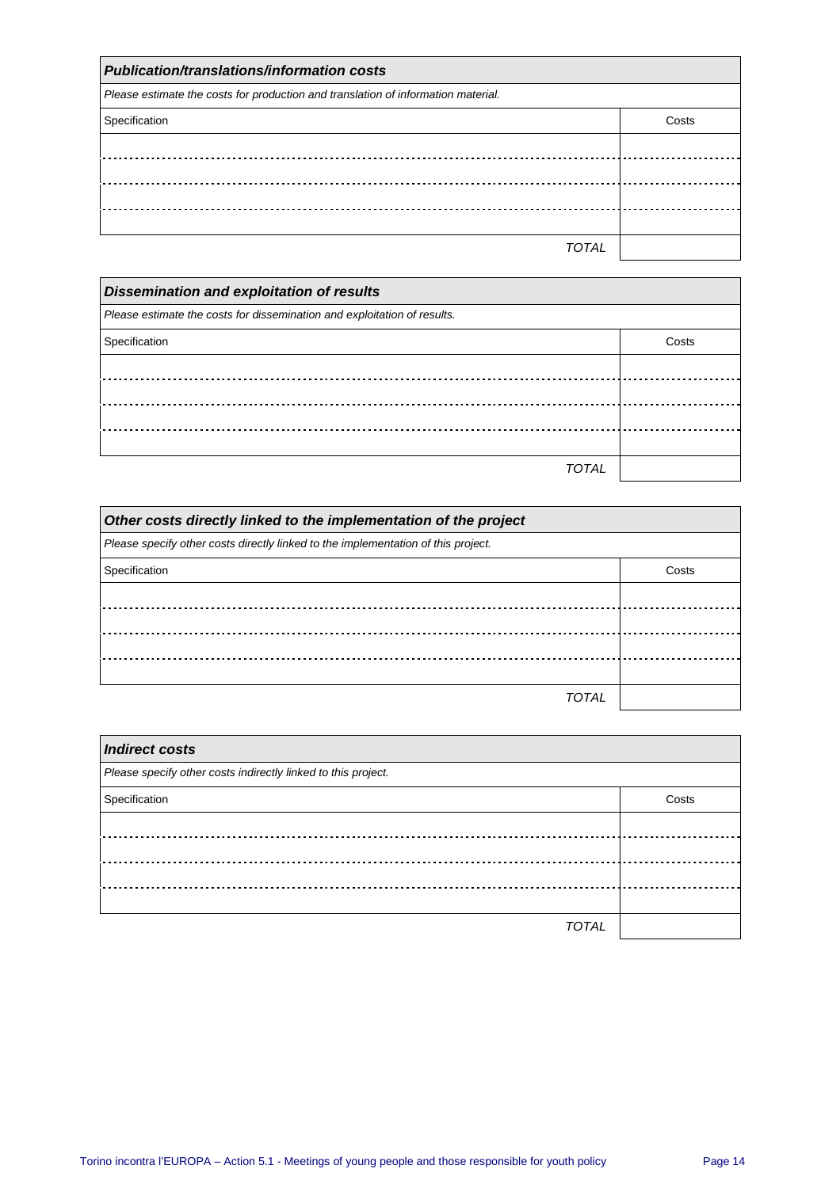| ***Publication/translations/information costs*** | |
|---|---|
| *Please estimate the costs for production and translation of information material.* | |
| Specification | Costs |
| | |
| | |
| | |
| | |
| *TOTAL* | |

| ***Dissemination and exploitation of results*** | |
|---|---|
| *Please estimate the costs for dissemination and exploitation of results.* | |
| Specification | Costs |
| | |
| | |
| | |
| | |
| *TOTAL* | |

| ***Other costs directly linked to the implementation of the project*** | |
|---|---|
| *Please specify other costs directly linked to the implementation of this project.* | |
| Specification | Costs |
| | |
| | |
| | |
| | |
| *TOTAL* | |

| ***Indirect costs*** | |
|---|---|
| *Please specify other costs indirectly linked to this project.* | |
| Specification | Costs |
| | |
| | |
| | |
| | |
| *TOTAL* | |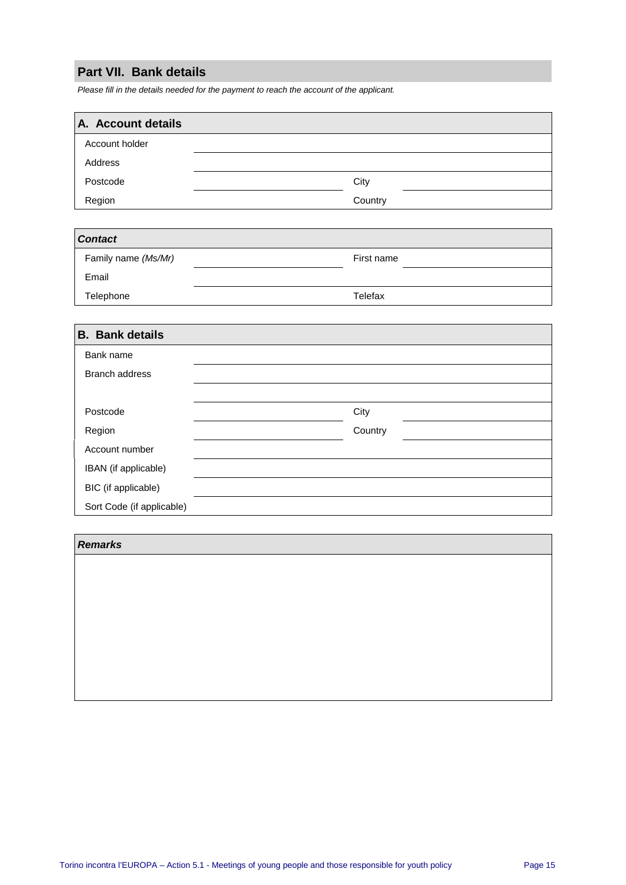## Part VII. Bank details

*Please fill in the details needed for the payment to reach the account of the applicant.*

| A. Account details | | | |
|---|---|---|---|
| Account holder | | | |
| Address | | | |
| Postcode | | City | |
| Region | | Country | |

| *Contact* | | | |
|---|---|---|---|
| Family name *(Ms/Mr)* | | First name | |
| Email | | | |
| Telephone | | Telefax | |

| B. Bank details | | | |
|---|---|---|---|
| Bank name | | | |
| Branch address | | | |
| | | | |
| Postcode | | City | |
| Region | | Country | |
| Account number | | | |
| IBAN (if applicable) | | | |
| BIC (if applicable) | | | |
| Sort Code (if applicable) | | | |

| *Remarks* |
|---|
| |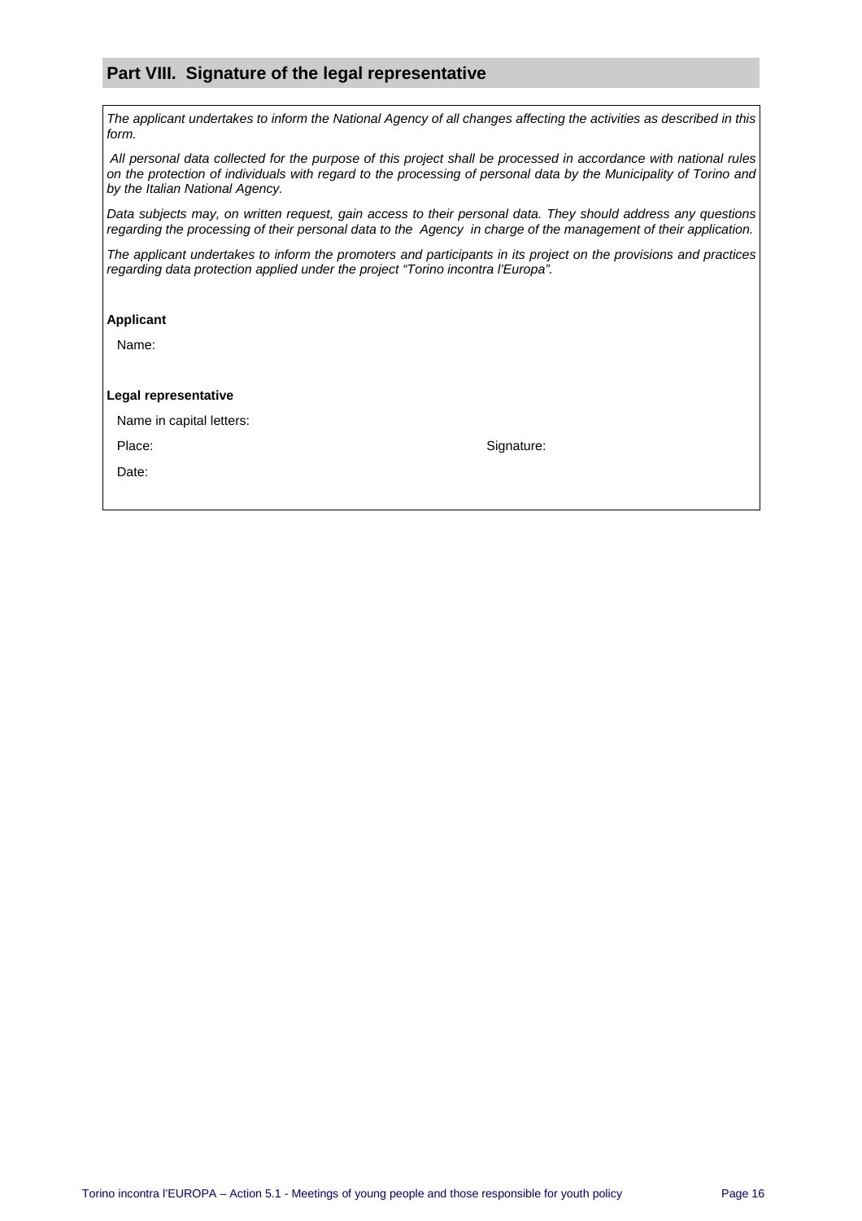## Part VIII. Signature of the legal representative

*The applicant undertakes to inform the National Agency of all changes affecting the activities as described in this form.*

*All personal data collected for the purpose of this project shall be processed in accordance with national rules on the protection of individuals with regard to the processing of personal data by the Municipality of Torino and by the Italian National Agency.*

*Data subjects may, on written request, gain access to their personal data. They should address any questions regarding the processing of their personal data to the Agency in charge of the management of their application.*

*The applicant undertakes to inform the promoters and participants in its project on the provisions and practices regarding data protection applied under the project "Torino incontra l'Europa".*

**Applicant**

Name:

**Legal representative**

Name in capital letters:

Place: Signature:

Date: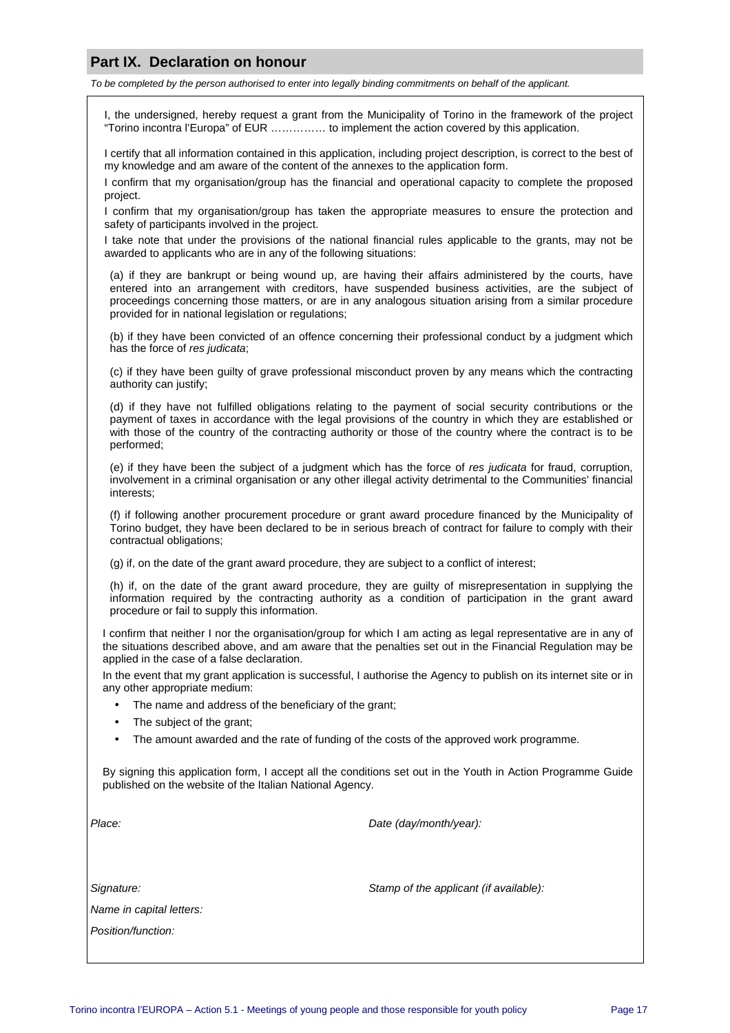## Part IX. Declaration on honour

*To be completed by the person authorised to enter into legally binding commitments on behalf of the applicant.*

I, the undersigned, hereby request a grant from the Municipality of Torino in the framework of the project "Torino incontra l'Europa" of EUR …………… to implement the action covered by this application.

I certify that all information contained in this application, including project description, is correct to the best of my knowledge and am aware of the content of the annexes to the application form.

I confirm that my organisation/group has the financial and operational capacity to complete the proposed project.

I confirm that my organisation/group has taken the appropriate measures to ensure the protection and safety of participants involved in the project.

I take note that under the provisions of the national financial rules applicable to the grants, may not be awarded to applicants who are in any of the following situations:

(a) if they are bankrupt or being wound up, are having their affairs administered by the courts, have entered into an arrangement with creditors, have suspended business activities, are the subject of proceedings concerning those matters, or are in any analogous situation arising from a similar procedure provided for in national legislation or regulations;

(b) if they have been convicted of an offence concerning their professional conduct by a judgment which has the force of *res judicata*;

(c) if they have been guilty of grave professional misconduct proven by any means which the contracting authority can justify;

(d) if they have not fulfilled obligations relating to the payment of social security contributions or the payment of taxes in accordance with the legal provisions of the country in which they are established or with those of the country of the contracting authority or those of the country where the contract is to be performed;

(e) if they have been the subject of a judgment which has the force of *res judicata* for fraud, corruption, involvement in a criminal organisation or any other illegal activity detrimental to the Communities' financial interests;

(f) if following another procurement procedure or grant award procedure financed by the Municipality of Torino budget, they have been declared to be in serious breach of contract for failure to comply with their contractual obligations;

(g) if, on the date of the grant award procedure, they are subject to a conflict of interest;

(h) if, on the date of the grant award procedure, they are guilty of misrepresentation in supplying the information required by the contracting authority as a condition of participation in the grant award procedure or fail to supply this information.

I confirm that neither I nor the organisation/group for which I am acting as legal representative are in any of the situations described above, and am aware that the penalties set out in the Financial Regulation may be applied in the case of a false declaration.

In the event that my grant application is successful, I authorise the Agency to publish on its internet site or in any other appropriate medium:

- The name and address of the beneficiary of the grant;
- The subject of the grant;
- The amount awarded and the rate of funding of the costs of the approved work programme.

By signing this application form, I accept all the conditions set out in the Youth in Action Programme Guide published on the website of the Italian National Agency.

*Place:*

*Date (day/month/year):*

*Signature:*

*Stamp of the applicant (if available):*

*Name in capital letters:*

*Position/function:*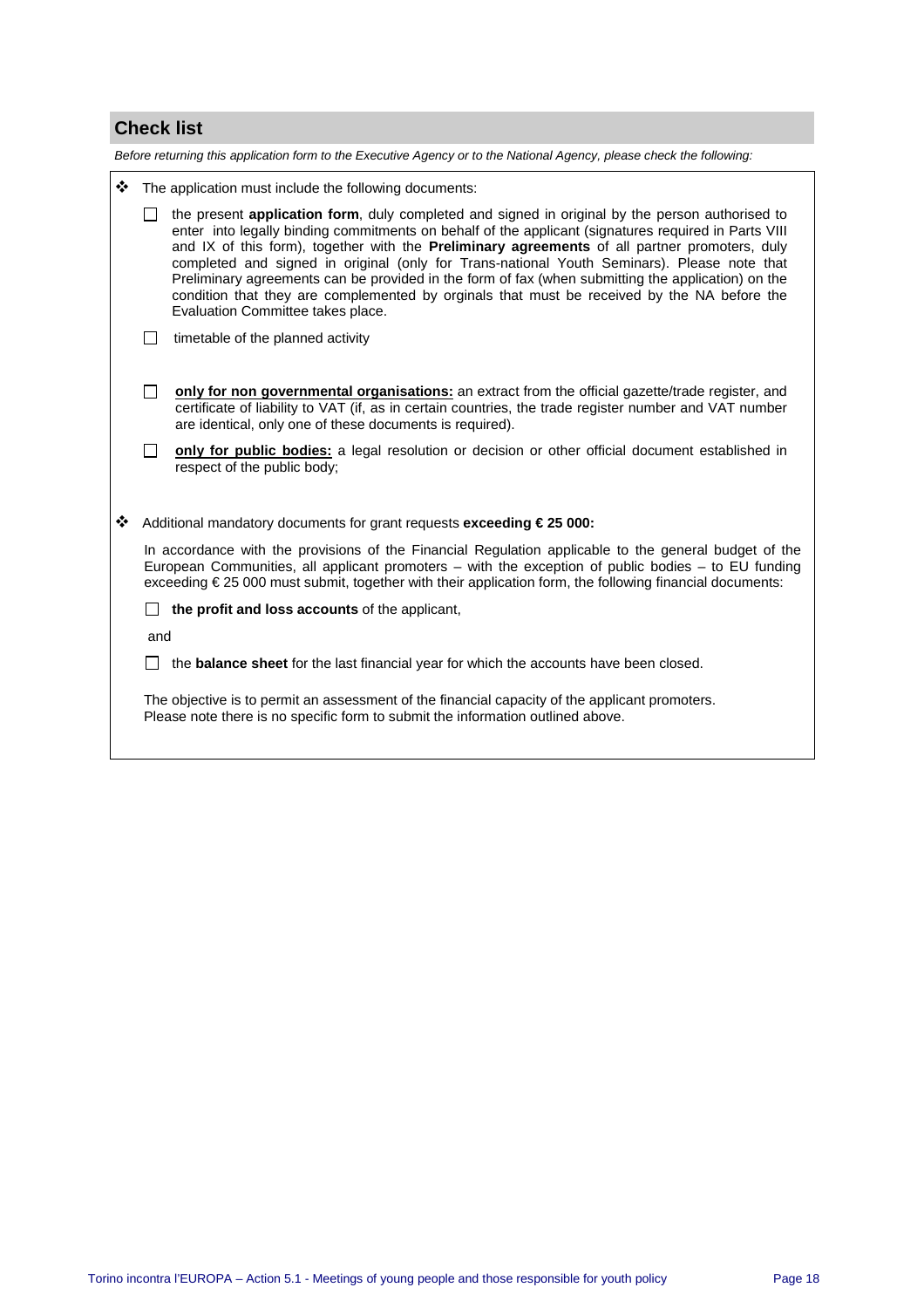## Check list

*Before returning this application form to the Executive Agency or to the National Agency, please check the following:*

- The application must include the following documents:
  - ☐ the present **application form**, duly completed and signed in original by the person authorised to enter into legally binding commitments on behalf of the applicant (signatures required in Parts VIII and IX of this form), together with the **Preliminary agreements** of all partner promoters, duly completed and signed in original (only for Trans-national Youth Seminars). Please note that Preliminary agreements can be provided in the form of fax (when submitting the application) on the condition that they are complemented by orginals that must be received by the NA before the Evaluation Committee takes place.
  - ☐ timetable of the planned activity
  - ☐ **only for non governmental organisations:** an extract from the official gazette/trade register, and certificate of liability to VAT (if, as in certain countries, the trade register number and VAT number are identical, only one of these documents is required).
  - ☐ **only for public bodies:** a legal resolution or decision or other official document established in respect of the public body;

- Additional mandatory documents for grant requests **exceeding € 25 000:**

  In accordance with the provisions of the Financial Regulation applicable to the general budget of the European Communities, all applicant promoters – with the exception of public bodies – to EU funding exceeding € 25 000 must submit, together with their application form, the following financial documents:

  - ☐ **the profit and loss accounts** of the applicant,

  and

  - ☐ the **balance sheet** for the last financial year for which the accounts have been closed.

  The objective is to permit an assessment of the financial capacity of the applicant promoters.
  Please note there is no specific form to submit the information outlined above.